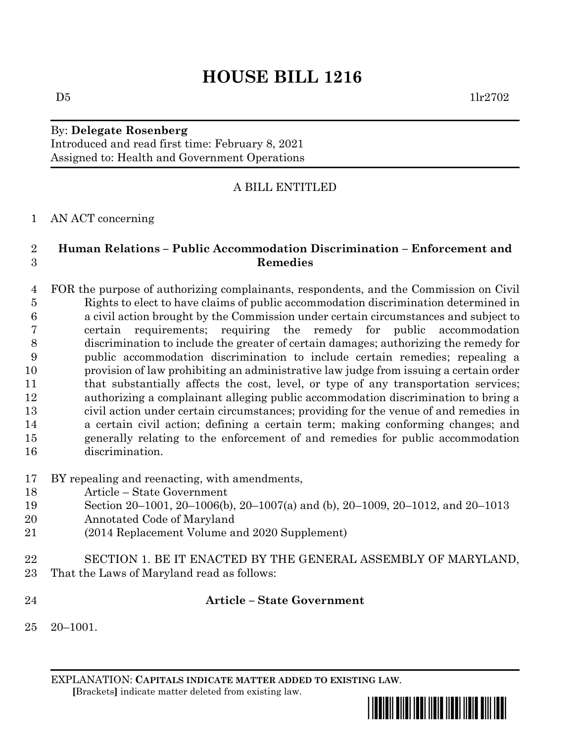# HOUSE BILL 1216

D5 1lr2702

By: **Delegate Rosenberg**
Introduced and read first time: February 8, 2021
Assigned to: Health and Government Operations

A BILL ENTITLED

1 AN ACT concerning

2 **Human Relations – Public Accommodation Discrimination – Enforcement and**
3 **Remedies**

4 FOR the purpose of authorizing complainants, respondents, and the Commission on Civil
5 Rights to elect to have claims of public accommodation discrimination determined in
6 a civil action brought by the Commission under certain circumstances and subject to
7 certain requirements; requiring the remedy for public accommodation
8 discrimination to include the greater of certain damages; authorizing the remedy for
9 public accommodation discrimination to include certain remedies; repealing a
10 provision of law prohibiting an administrative law judge from issuing a certain order
11 that substantially affects the cost, level, or type of any transportation services;
12 authorizing a complainant alleging public accommodation discrimination to bring a
13 civil action under certain circumstances; providing for the venue of and remedies in
14 a certain civil action; defining a certain term; making conforming changes; and
15 generally relating to the enforcement of and remedies for public accommodation
16 discrimination.

17 BY repealing and reenacting, with amendments,
18 Article – State Government
19 Section 20–1001, 20–1006(b), 20–1007(a) and (b), 20–1009, 20–1012, and 20–1013
20 Annotated Code of Maryland
21 (2014 Replacement Volume and 2020 Supplement)

22 SECTION 1. BE IT ENACTED BY THE GENERAL ASSEMBLY OF MARYLAND,
23 That the Laws of Maryland read as follows:

24 **Article – State Government**

25 20–1001.

EXPLANATION: **CAPITALS INDICATE MATTER ADDED TO EXISTING LAW**.
**[**Brackets**]** indicate matter deleted from existing law.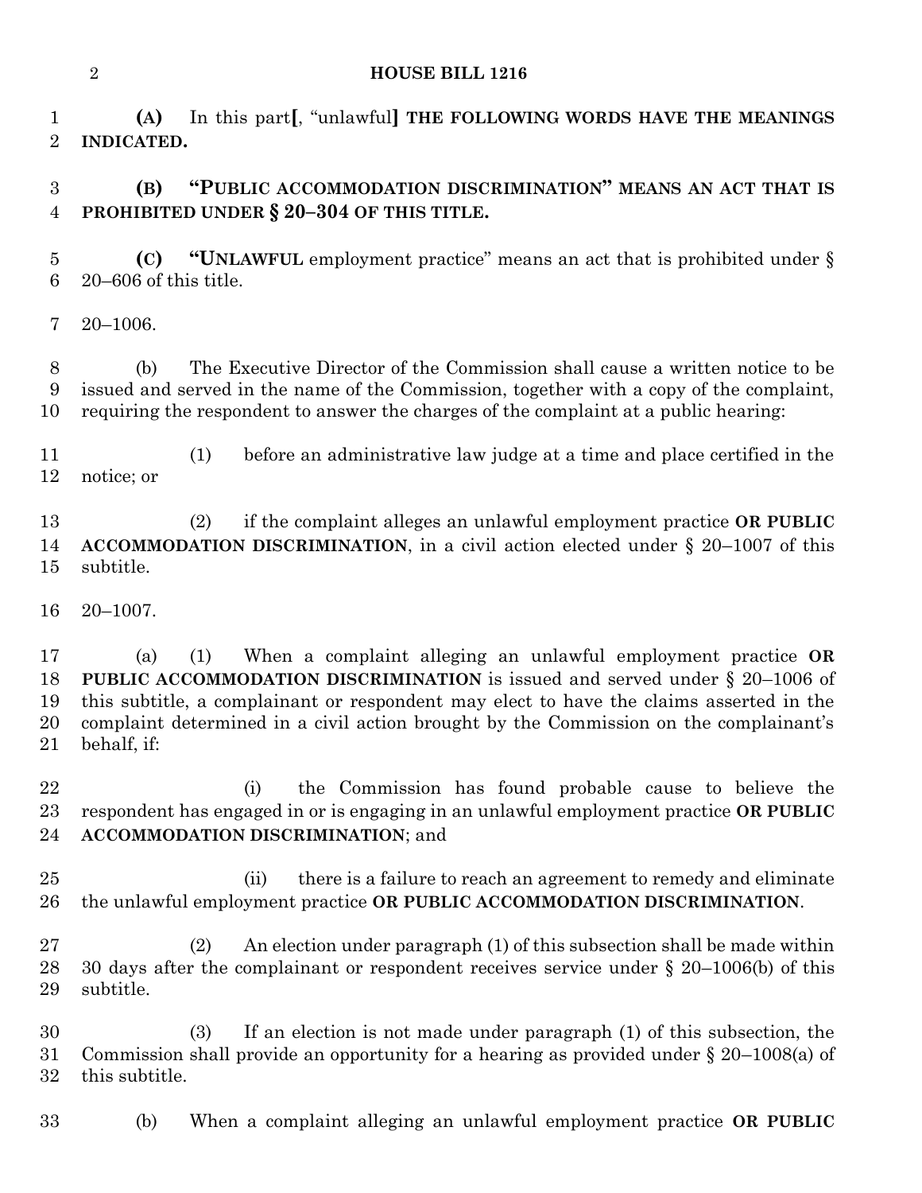**(A)** In this part[, "unlawful] **THE FOLLOWING WORDS HAVE THE MEANINGS INDICATED.**

**(B) "PUBLIC ACCOMMODATION DISCRIMINATION" MEANS AN ACT THAT IS PROHIBITED UNDER § 20–304 OF THIS TITLE.**

**(C) "UNLAWFUL** employment practice" means an act that is prohibited under § 20–606 of this title.

20–1006.

(b) The Executive Director of the Commission shall cause a written notice to be issued and served in the name of the Commission, together with a copy of the complaint, requiring the respondent to answer the charges of the complaint at a public hearing:

(1) before an administrative law judge at a time and place certified in the notice; or

(2) if the complaint alleges an unlawful employment practice **OR PUBLIC ACCOMMODATION DISCRIMINATION**, in a civil action elected under § 20–1007 of this subtitle.

20–1007.

(a) (1) When a complaint alleging an unlawful employment practice **OR PUBLIC ACCOMMODATION DISCRIMINATION** is issued and served under § 20–1006 of this subtitle, a complainant or respondent may elect to have the claims asserted in the complaint determined in a civil action brought by the Commission on the complainant's behalf, if:

(i) the Commission has found probable cause to believe the respondent has engaged in or is engaging in an unlawful employment practice **OR PUBLIC ACCOMMODATION DISCRIMINATION**; and

(ii) there is a failure to reach an agreement to remedy and eliminate the unlawful employment practice **OR PUBLIC ACCOMMODATION DISCRIMINATION**.

(2) An election under paragraph (1) of this subsection shall be made within 30 days after the complainant or respondent receives service under § 20–1006(b) of this subtitle.

(3) If an election is not made under paragraph (1) of this subsection, the Commission shall provide an opportunity for a hearing as provided under § 20–1008(a) of this subtitle.

(b) When a complaint alleging an unlawful employment practice **OR PUBLIC**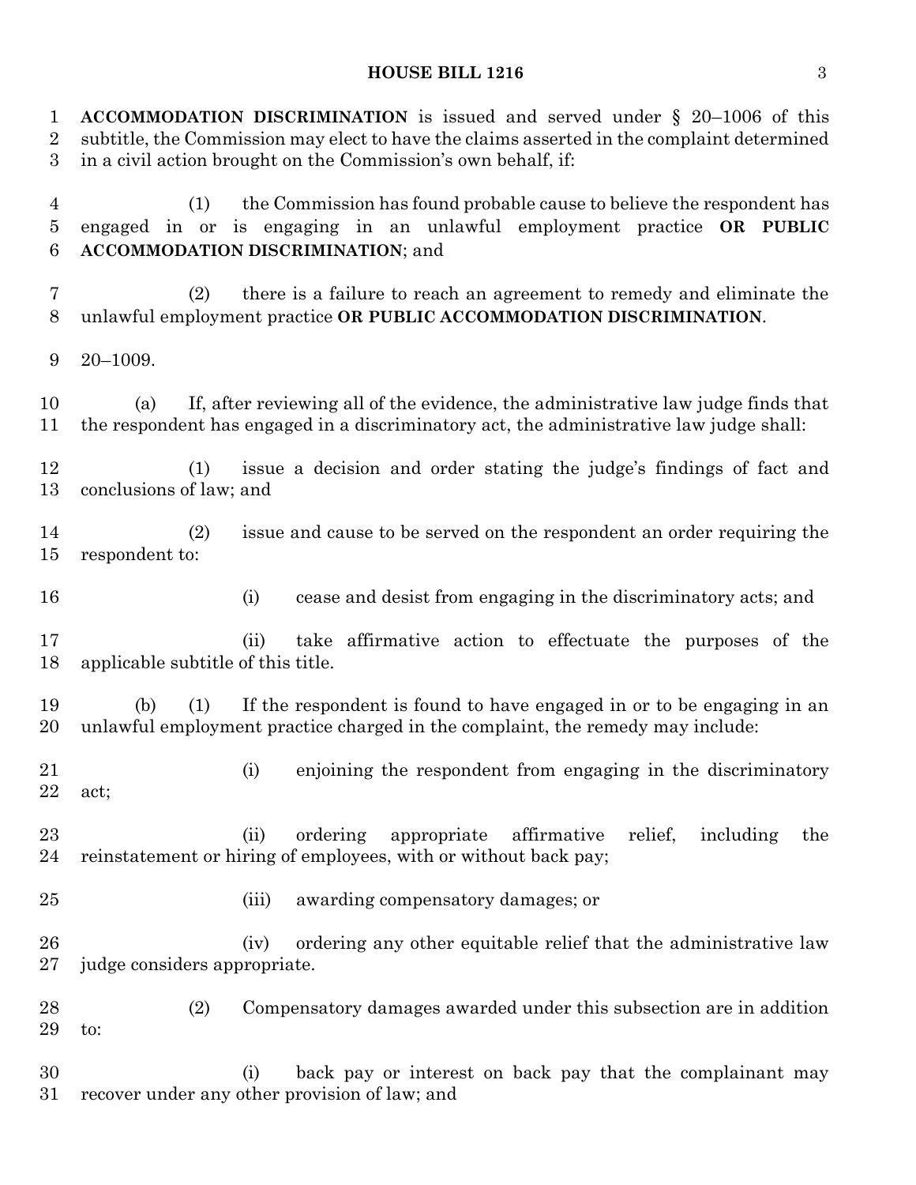**ACCOMMODATION DISCRIMINATION** is issued and served under § 20–1006 of this subtitle, the Commission may elect to have the claims asserted in the complaint determined in a civil action brought on the Commission's own behalf, if:

(1) the Commission has found probable cause to believe the respondent has engaged in or is engaging in an unlawful employment practice **OR PUBLIC ACCOMMODATION DISCRIMINATION**; and

(2) there is a failure to reach an agreement to remedy and eliminate the unlawful employment practice **OR PUBLIC ACCOMMODATION DISCRIMINATION**.

20–1009.

(a) If, after reviewing all of the evidence, the administrative law judge finds that the respondent has engaged in a discriminatory act, the administrative law judge shall:

(1) issue a decision and order stating the judge's findings of fact and conclusions of law; and

(2) issue and cause to be served on the respondent an order requiring the respondent to:

(i) cease and desist from engaging in the discriminatory acts; and

(ii) take affirmative action to effectuate the purposes of the applicable subtitle of this title.

(b) (1) If the respondent is found to have engaged in or to be engaging in an unlawful employment practice charged in the complaint, the remedy may include:

(i) enjoining the respondent from engaging in the discriminatory act;

(ii) ordering appropriate affirmative relief, including the reinstatement or hiring of employees, with or without back pay;

(iii) awarding compensatory damages; or

(iv) ordering any other equitable relief that the administrative law judge considers appropriate.

(2) Compensatory damages awarded under this subsection are in addition to:

(i) back pay or interest on back pay that the complainant may recover under any other provision of law; and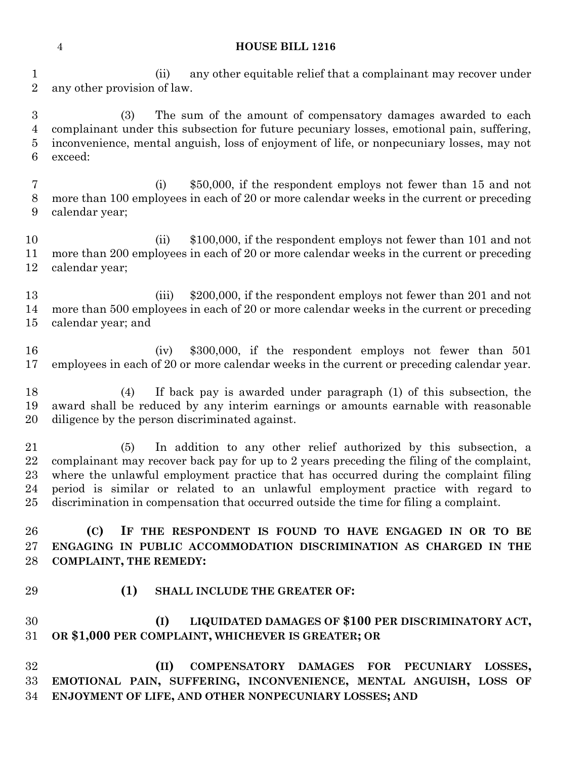(ii) any other equitable relief that a complainant may recover under any other provision of law.

(3) The sum of the amount of compensatory damages awarded to each complainant under this subsection for future pecuniary losses, emotional pain, suffering, inconvenience, mental anguish, loss of enjoyment of life, or nonpecuniary losses, may not exceed:

(i) $50,000, if the respondent employs not fewer than 15 and not more than 100 employees in each of 20 or more calendar weeks in the current or preceding calendar year;

(ii) $100,000, if the respondent employs not fewer than 101 and not more than 200 employees in each of 20 or more calendar weeks in the current or preceding calendar year;

(iii) $200,000, if the respondent employs not fewer than 201 and not more than 500 employees in each of 20 or more calendar weeks in the current or preceding calendar year; and

(iv) $300,000, if the respondent employs not fewer than 501 employees in each of 20 or more calendar weeks in the current or preceding calendar year.

(4) If back pay is awarded under paragraph (1) of this subsection, the award shall be reduced by any interim earnings or amounts earnable with reasonable diligence by the person discriminated against.

(5) In addition to any other relief authorized by this subsection, a complainant may recover back pay for up to 2 years preceding the filing of the complaint, where the unlawful employment practice that has occurred during the complaint filing period is similar or related to an unlawful employment practice with regard to discrimination in compensation that occurred outside the time for filing a complaint.

**(C) IF THE RESPONDENT IS FOUND TO HAVE ENGAGED IN OR TO BE ENGAGING IN PUBLIC ACCOMMODATION DISCRIMINATION AS CHARGED IN THE COMPLAINT, THE REMEDY:**

**(1) SHALL INCLUDE THE GREATER OF:**

**(I) LIQUIDATED DAMAGES OF $100 PER DISCRIMINATORY ACT, OR $1,000 PER COMPLAINT, WHICHEVER IS GREATER; OR**

**(II) COMPENSATORY DAMAGES FOR PECUNIARY LOSSES, EMOTIONAL PAIN, SUFFERING, INCONVENIENCE, MENTAL ANGUISH, LOSS OF ENJOYMENT OF LIFE, AND OTHER NONPECUNIARY LOSSES; AND**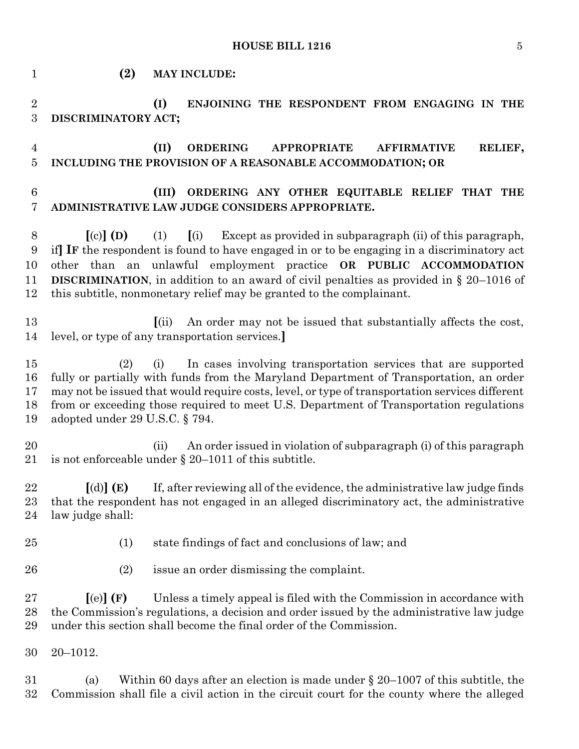**(2) MAY INCLUDE:**

**(I) ENJOINING THE RESPONDENT FROM ENGAGING IN THE DISCRIMINATORY ACT;**

**(II) ORDERING APPROPRIATE AFFIRMATIVE RELIEF, INCLUDING THE PROVISION OF A REASONABLE ACCOMMODATION; OR**

**(III) ORDERING ANY OTHER EQUITABLE RELIEF THAT THE ADMINISTRATIVE LAW JUDGE CONSIDERS APPROPRIATE.**

[(c)] **(D)** (1) [(i) Except as provided in subparagraph (ii) of this paragraph, if] **IF** the respondent is found to have engaged in or to be engaging in a discriminatory act other than an unlawful employment practice **OR PUBLIC ACCOMMODATION DISCRIMINATION**, in addition to an award of civil penalties as provided in § 20–1016 of this subtitle, nonmonetary relief may be granted to the complainant.

[(ii) An order may not be issued that substantially affects the cost, level, or type of any transportation services.]

(2) (i) In cases involving transportation services that are supported fully or partially with funds from the Maryland Department of Transportation, an order may not be issued that would require costs, level, or type of transportation services different from or exceeding those required to meet U.S. Department of Transportation regulations adopted under 29 U.S.C. § 794.

(ii) An order issued in violation of subparagraph (i) of this paragraph is not enforceable under § 20–1011 of this subtitle.

[(d)] **(E)** If, after reviewing all of the evidence, the administrative law judge finds that the respondent has not engaged in an alleged discriminatory act, the administrative law judge shall:

(1) state findings of fact and conclusions of law; and

(2) issue an order dismissing the complaint.

[(e)] **(F)** Unless a timely appeal is filed with the Commission in accordance with the Commission's regulations, a decision and order issued by the administrative law judge under this section shall become the final order of the Commission.

20–1012.

(a) Within 60 days after an election is made under § 20–1007 of this subtitle, the Commission shall file a civil action in the circuit court for the county where the alleged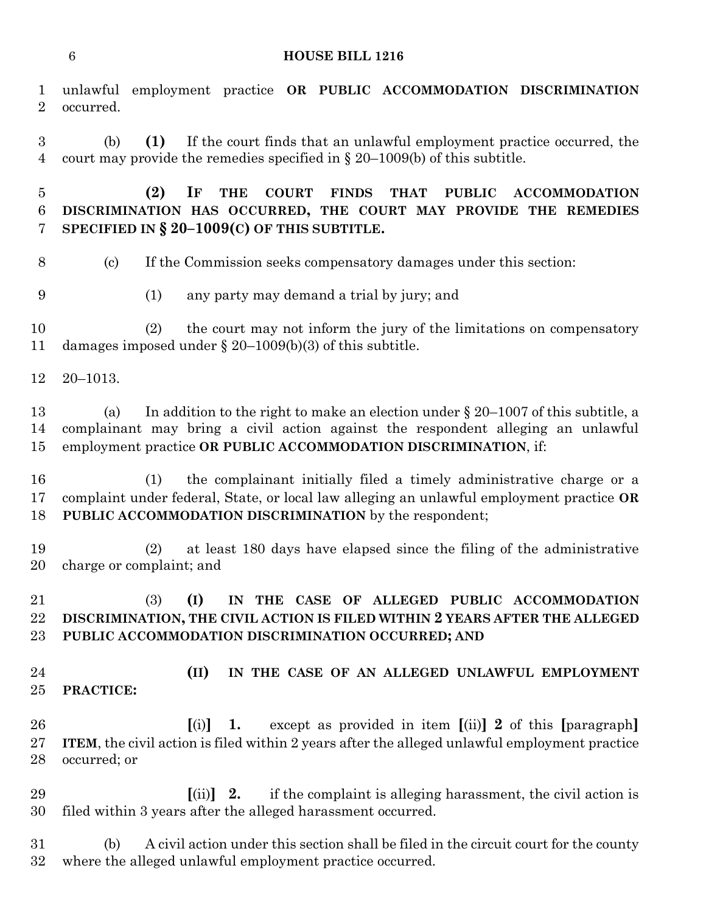unlawful employment practice **OR PUBLIC ACCOMMODATION DISCRIMINATION** occurred.

(b) **(1)** If the court finds that an unlawful employment practice occurred, the court may provide the remedies specified in § 20–1009(b) of this subtitle.

**(2) IF THE COURT FINDS THAT PUBLIC ACCOMMODATION DISCRIMINATION HAS OCCURRED, THE COURT MAY PROVIDE THE REMEDIES SPECIFIED IN § 20–1009(C) OF THIS SUBTITLE.**

(c) If the Commission seeks compensatory damages under this section:

(1) any party may demand a trial by jury; and

(2) the court may not inform the jury of the limitations on compensatory damages imposed under § 20–1009(b)(3) of this subtitle.

20–1013.

(a) In addition to the right to make an election under § 20–1007 of this subtitle, a complainant may bring a civil action against the respondent alleging an unlawful employment practice **OR PUBLIC ACCOMMODATION DISCRIMINATION**, if:

(1) the complainant initially filed a timely administrative charge or a complaint under federal, State, or local law alleging an unlawful employment practice **OR PUBLIC ACCOMMODATION DISCRIMINATION** by the respondent;

(2) at least 180 days have elapsed since the filing of the administrative charge or complaint; and

(3) **(I) IN THE CASE OF ALLEGED PUBLIC ACCOMMODATION DISCRIMINATION, THE CIVIL ACTION IS FILED WITHIN 2 YEARS AFTER THE ALLEGED PUBLIC ACCOMMODATION DISCRIMINATION OCCURRED; AND**

**(II) IN THE CASE OF AN ALLEGED UNLAWFUL EMPLOYMENT PRACTICE:**

**[**(i)**]** **1.** except as provided in item **[**(ii)**]** **2** of this **[**paragraph**]** **ITEM**, the civil action is filed within 2 years after the alleged unlawful employment practice occurred; or

**[**(ii)**]** **2.** if the complaint is alleging harassment, the civil action is filed within 3 years after the alleged harassment occurred.

(b) A civil action under this section shall be filed in the circuit court for the county where the alleged unlawful employment practice occurred.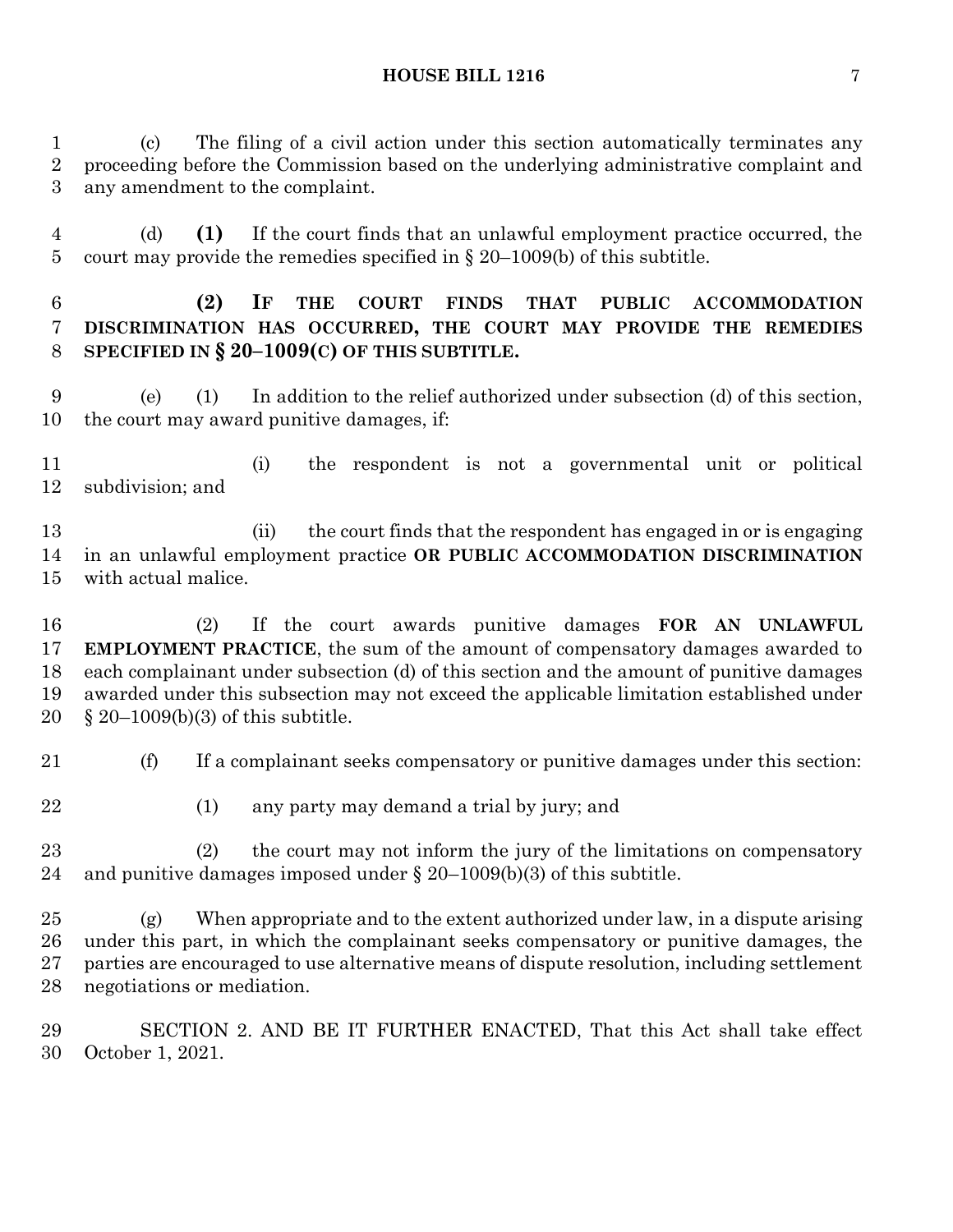(c) The filing of a civil action under this section automatically terminates any proceeding before the Commission based on the underlying administrative complaint and any amendment to the complaint.

(d) **(1)** If the court finds that an unlawful employment practice occurred, the court may provide the remedies specified in § 20–1009(b) of this subtitle.

**(2) IF THE COURT FINDS THAT PUBLIC ACCOMMODATION DISCRIMINATION HAS OCCURRED, THE COURT MAY PROVIDE THE REMEDIES SPECIFIED IN § 20–1009(C) OF THIS SUBTITLE.**

(e) (1) In addition to the relief authorized under subsection (d) of this section, the court may award punitive damages, if:

(i) the respondent is not a governmental unit or political subdivision; and

(ii) the court finds that the respondent has engaged in or is engaging in an unlawful employment practice **OR PUBLIC ACCOMMODATION DISCRIMINATION** with actual malice.

(2) If the court awards punitive damages **FOR AN UNLAWFUL EMPLOYMENT PRACTICE**, the sum of the amount of compensatory damages awarded to each complainant under subsection (d) of this section and the amount of punitive damages awarded under this subsection may not exceed the applicable limitation established under § 20–1009(b)(3) of this subtitle.

(f) If a complainant seeks compensatory or punitive damages under this section:

(1) any party may demand a trial by jury; and

(2) the court may not inform the jury of the limitations on compensatory and punitive damages imposed under § 20–1009(b)(3) of this subtitle.

(g) When appropriate and to the extent authorized under law, in a dispute arising under this part, in which the complainant seeks compensatory or punitive damages, the parties are encouraged to use alternative means of dispute resolution, including settlement negotiations or mediation.

SECTION 2. AND BE IT FURTHER ENACTED, That this Act shall take effect October 1, 2021.